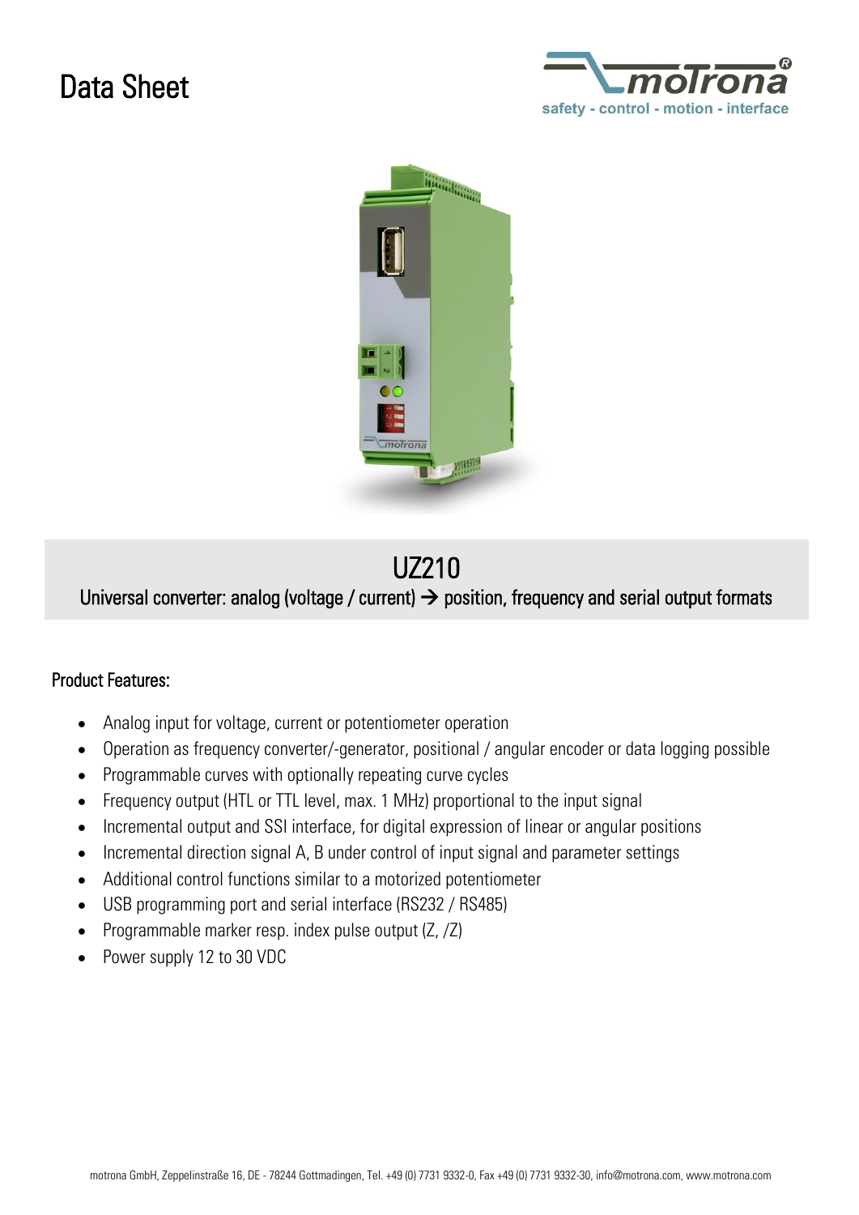# Data Sheet

# UZ210

## Universal converter: analog (voltage / current) → position, frequency and serial output formats

### Product Features:

- Analog input for voltage, current or potentiometer operation
- Operation as frequency converter/-generator, positional / angular encoder or data logging possible
- Programmable curves with optionally repeating curve cycles
- Frequency output (HTL or TTL level, max. 1 MHz) proportional to the input signal
- Incremental output and SSI interface, for digital expression of linear or angular positions
- Incremental direction signal A, B under control of input signal and parameter settings
- Additional control functions similar to a motorized potentiometer
- USB programming port and serial interface (RS232 / RS485)
- Programmable marker resp. index pulse output (Z, /Z)
- Power supply 12 to 30 VDC

motrona GmbH, Zeppelinstraße 16, DE - 78244 Gottmadingen, Tel. +49 (0) 7731 9332-0, Fax +49 (0) 7731 9332-30, info@motrona.com, www.motrona.com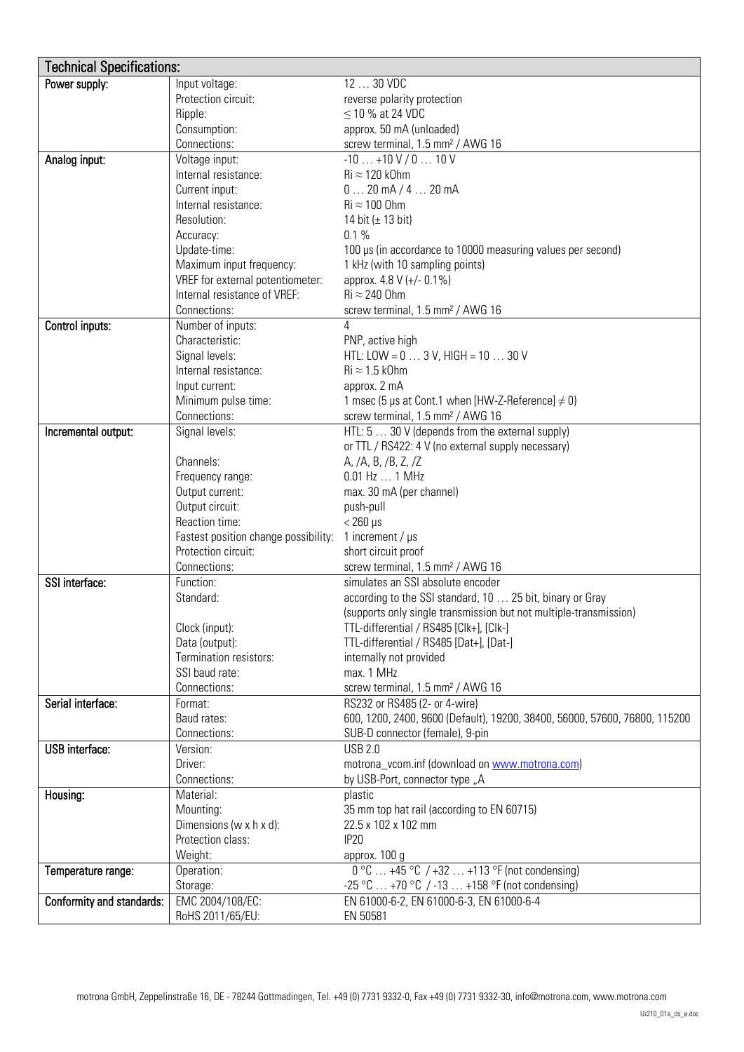| Technical Specifications: | | |
|---|---|---|
| **Power supply:** | Input voltage: | 12 … 30 VDC |
| | Protection circuit: | reverse polarity protection |
| | Ripple: | ≤ 10 % at 24 VDC |
| | Consumption: | approx. 50 mA (unloaded) |
| | Connections: | screw terminal, 1.5 mm² / AWG 16 |
| **Analog input:** | Voltage input: | -10 … +10 V / 0 … 10 V |
| | Internal resistance: | Ri ≈ 120 kOhm |
| | Current input: | 0 … 20 mA / 4 … 20 mA |
| | Internal resistance: | Ri ≈ 100 Ohm |
| | Resolution: | 14 bit (± 13 bit) |
| | Accuracy: | 0.1 % |
| | Update-time: | 100 µs (in accordance to 10000 measuring values per second) |
| | Maximum input frequency: | 1 kHz (with 10 sampling points) |
| | VREF for external potentiometer: | approx. 4.8 V (+/- 0.1%) |
| | Internal resistance of VREF: | Ri ≈ 240 Ohm |
| | Connections: | screw terminal, 1.5 mm² / AWG 16 |
| **Control inputs:** | Number of inputs: | 4 |
| | Characteristic: | PNP, active high |
| | Signal levels: | HTL: LOW = 0 … 3 V, HIGH = 10 … 30 V |
| | Internal resistance: | Ri ≈ 1.5 kOhm |
| | Input current: | approx. 2 mA |
| | Minimum pulse time: | 1 msec (5 µs at Cont.1 when [HW-Z-Reference] ≠ 0) |
| | Connections: | screw terminal, 1.5 mm² / AWG 16 |
| **Incremental output:** | Signal levels: | HTL: 5 … 30 V (depends from the external supply) |
| | | or TTL / RS422: 4 V (no external supply necessary) |
| | Channels: | A, /A, B, /B, Z, /Z |
| | Frequency range: | 0.01 Hz … 1 MHz |
| | Output current: | max. 30 mA (per channel) |
| | Output circuit: | push-pull |
| | Reaction time: | < 260 µs |
| | Fastest position change possibility: | 1 increment / µs |
| | Protection circuit: | short circuit proof |
| | Connections: | screw terminal, 1.5 mm² / AWG 16 |
| **SSI interface:** | Function: | simulates an SSI absolute encoder |
| | Standard: | according to the SSI standard, 10 … 25 bit, binary or Gray |
| | | (supports only single transmission but not multiple-transmission) |
| | Clock (input): | TTL-differential / RS485 [Clk+], [Clk-] |
| | Data (output): | TTL-differential / RS485 [Dat+], [Dat-] |
| | Termination resistors: | internally not provided |
| | SSI baud rate: | max. 1 MHz |
| | Connections: | screw terminal, 1.5 mm² / AWG 16 |
| **Serial interface:** | Format: | RS232 or RS485 (2- or 4-wire) |
| | Baud rates: | 600, 1200, 2400, 9600 (Default), 19200, 38400, 56000, 57600, 76800, 115200 |
| | Connections: | SUB-D connector (female), 9-pin |
| **USB interface:** | Version: | USB 2.0 |
| | Driver: | motrona_vcom.inf (download on www.motrona.com) |
| | Connections: | by USB-Port, connector type „A |
| **Housing:** | Material: | plastic |
| | Mounting: | 35 mm top hat rail (according to EN 60715) |
| | Dimensions (w x h x d): | 22.5 x 102 x 102 mm |
| | Protection class: | IP20 |
| | Weight: | approx. 100 g |
| **Temperature range:** | Operation: | 0 °C … +45 °C / +32 … +113 °F (not condensing) |
| | Storage: | -25 °C … +70 °C / -13 … +158 °F (not condensing) |
| **Conformity and standards:** | EMC 2004/108/EC: | EN 61000-6-2, EN 61000-6-3, EN 61000-6-4 |
| | RoHS 2011/65/EU: | EN 50581 |

motrona GmbH, Zeppelinstraße 16, DE - 78244 Gottmadingen, Tel. +49 (0) 7731 9332-0, Fax +49 (0) 7731 9332-30, info@motrona.com, www.motrona.com

Uz210_01a_ds_e.doc